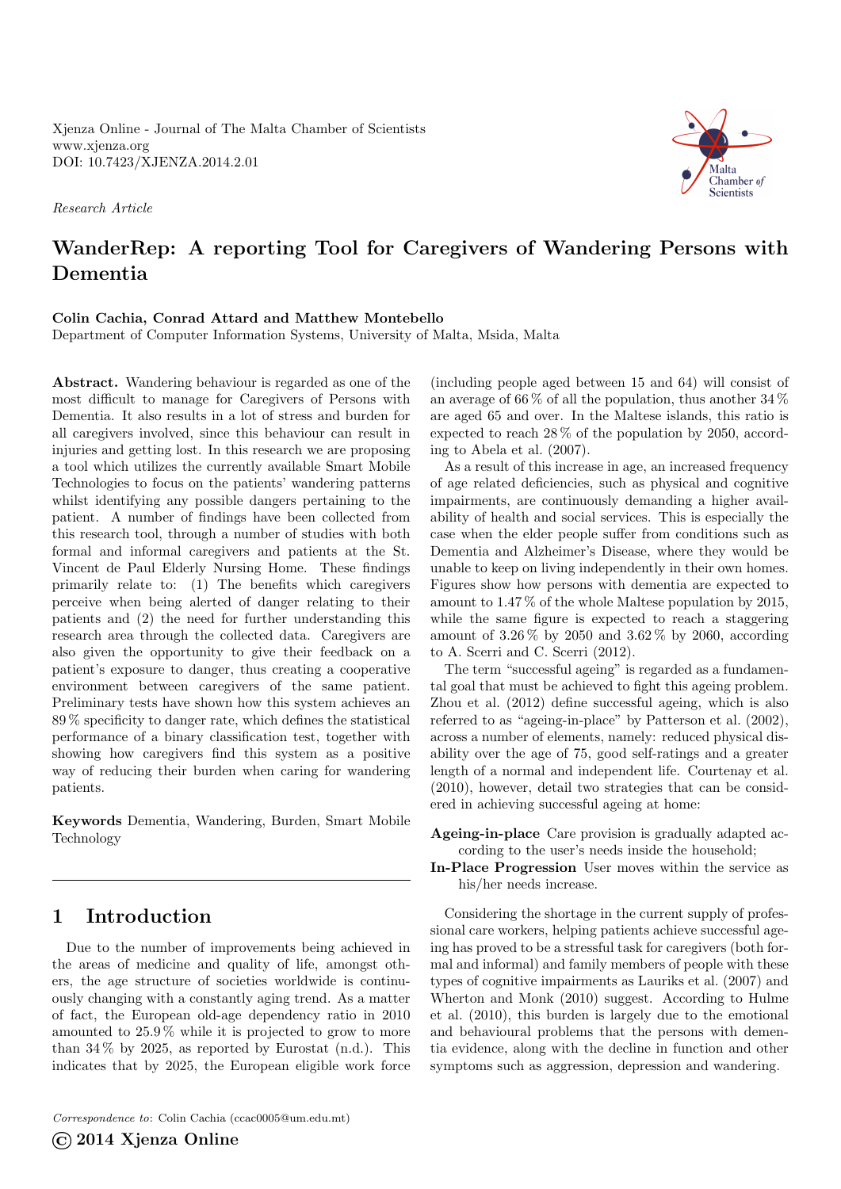Xjenza Online - Journal of The Malta Chamber of Scientists
www.xjenza.org
DOI: 10.7423/XJENZA.2014.2.01

*Research Article*

# WanderRep: A reporting Tool for Caregivers of Wandering Persons with Dementia

**Colin Cachia, Conrad Attard and Matthew Montebello**

Department of Computer Information Systems, University of Malta, Msida, Malta

**Abstract.** Wandering behaviour is regarded as one of the most difficult to manage for Caregivers of Persons with Dementia. It also results in a lot of stress and burden for all caregivers involved, since this behaviour can result in injuries and getting lost. In this research we are proposing a tool which utilizes the currently available Smart Mobile Technologies to focus on the patients' wandering patterns whilst identifying any possible dangers pertaining to the patient. A number of findings have been collected from this research tool, through a number of studies with both formal and informal caregivers and patients at the St. Vincent de Paul Elderly Nursing Home. These findings primarily relate to: (1) The benefits which caregivers perceive when being alerted of danger relating to their patients and (2) the need for further understanding this research area through the collected data. Caregivers are also given the opportunity to give their feedback on a patient's exposure to danger, thus creating a cooperative environment between caregivers of the same patient. Preliminary tests have shown how this system achieves an 89 % specificity to danger rate, which defines the statistical performance of a binary classification test, together with showing how caregivers find this system as a positive way of reducing their burden when caring for wandering patients.

**Keywords** Dementia, Wandering, Burden, Smart Mobile Technology

## 1 Introduction

Due to the number of improvements being achieved in the areas of medicine and quality of life, amongst others, the age structure of societies worldwide is continuously changing with a constantly aging trend. As a matter of fact, the European old-age dependency ratio in 2010 amounted to 25.9 % while it is projected to grow to more than 34 % by 2025, as reported by Eurostat (n.d.). This indicates that by 2025, the European eligible work force (including people aged between 15 and 64) will consist of an average of 66 % of all the population, thus another 34 % are aged 65 and over. In the Maltese islands, this ratio is expected to reach 28 % of the population by 2050, according to Abela et al. (2007).

As a result of this increase in age, an increased frequency of age related deficiencies, such as physical and cognitive impairments, are continuously demanding a higher availability of health and social services. This is especially the case when the elder people suffer from conditions such as Dementia and Alzheimer's Disease, where they would be unable to keep on living independently in their own homes. Figures show how persons with dementia are expected to amount to 1.47 % of the whole Maltese population by 2015, while the same figure is expected to reach a staggering amount of 3.26 % by 2050 and 3.62 % by 2060, according to A. Scerri and C. Scerri (2012).

The term "successful ageing" is regarded as a fundamental goal that must be achieved to fight this ageing problem. Zhou et al. (2012) define successful ageing, which is also referred to as "ageing-in-place" by Patterson et al. (2002), across a number of elements, namely: reduced physical disability over the age of 75, good self-ratings and a greater length of a normal and independent life. Courtenay et al. (2010), however, detail two strategies that can be considered in achieving successful ageing at home:

**Ageing-in-place** Care provision is gradually adapted according to the user's needs inside the household;

**In-Place Progression** User moves within the service as his/her needs increase.

Considering the shortage in the current supply of professional care workers, helping patients achieve successful ageing has proved to be a stressful task for caregivers (both formal and informal) and family members of people with these types of cognitive impairments as Lauriks et al. (2007) and Wherton and Monk (2010) suggest. According to Hulme et al. (2010), this burden is largely due to the emotional and behavioural problems that the persons with dementia evidence, along with the decline in function and other symptoms such as aggression, depression and wandering.

*Correspondence to*: Colin Cachia (ccac0005@um.edu.mt)

© 2014 Xjenza Online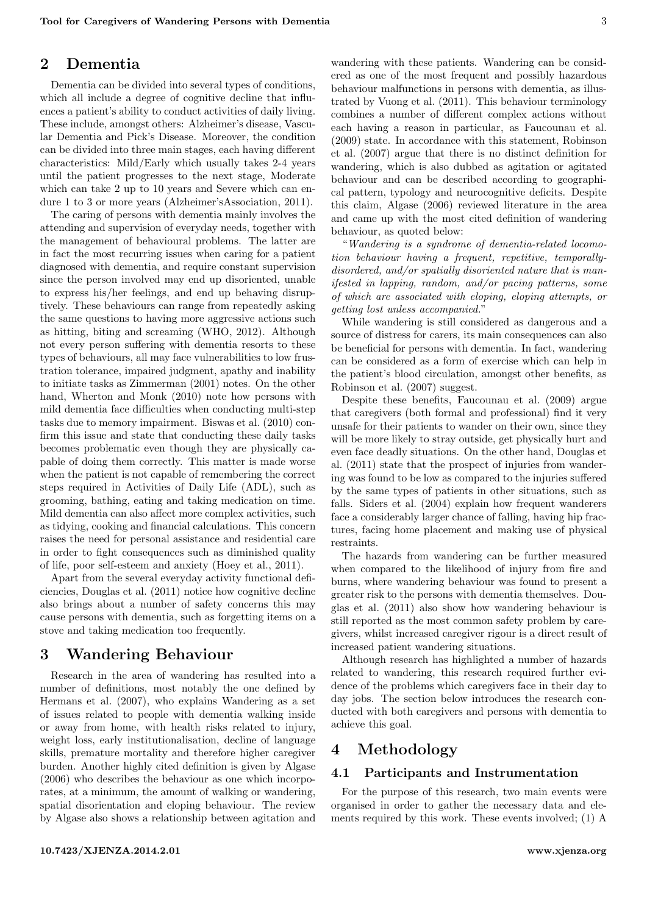## 2 Dementia

Dementia can be divided into several types of conditions, which all include a degree of cognitive decline that influences a patient's ability to conduct activities of daily living. These include, amongst others: Alzheimer's disease, Vascular Dementia and Pick's Disease. Moreover, the condition can be divided into three main stages, each having different characteristics: Mild/Early which usually takes 2-4 years until the patient progresses to the next stage, Moderate which can take 2 up to 10 years and Severe which can endure 1 to 3 or more years (Alzheimer'sAssociation, 2011).

The caring of persons with dementia mainly involves the attending and supervision of everyday needs, together with the management of behavioural problems. The latter are in fact the most recurring issues when caring for a patient diagnosed with dementia, and require constant supervision since the person involved may end up disoriented, unable to express his/her feelings, and end up behaving disruptively. These behaviours can range from repeatedly asking the same questions to having more aggressive actions such as hitting, biting and screaming (WHO, 2012). Although not every person suffering with dementia resorts to these types of behaviours, all may face vulnerabilities to low frustration tolerance, impaired judgment, apathy and inability to initiate tasks as Zimmerman (2001) notes. On the other hand, Wherton and Monk (2010) note how persons with mild dementia face difficulties when conducting multi-step tasks due to memory impairment. Biswas et al. (2010) confirm this issue and state that conducting these daily tasks becomes problematic even though they are physically capable of doing them correctly. This matter is made worse when the patient is not capable of remembering the correct steps required in Activities of Daily Life (ADL), such as grooming, bathing, eating and taking medication on time. Mild dementia can also affect more complex activities, such as tidying, cooking and financial calculations. This concern raises the need for personal assistance and residential care in order to fight consequences such as diminished quality of life, poor self-esteem and anxiety (Hoey et al., 2011).

Apart from the several everyday activity functional deficiencies, Douglas et al. (2011) notice how cognitive decline also brings about a number of safety concerns this may cause persons with dementia, such as forgetting items on a stove and taking medication too frequently.

## 3 Wandering Behaviour

Research in the area of wandering has resulted into a number of definitions, most notably the one defined by Hermans et al. (2007), who explains Wandering as a set of issues related to people with dementia walking inside or away from home, with health risks related to injury, weight loss, early institutionalisation, decline of language skills, premature mortality and therefore higher caregiver burden. Another highly cited definition is given by Algase (2006) who describes the behaviour as one which incorporates, at a minimum, the amount of walking or wandering, spatial disorientation and eloping behaviour. The review by Algase also shows a relationship between agitation and wandering with these patients. Wandering can be considered as one of the most frequent and possibly hazardous behaviour malfunctions in persons with dementia, as illustrated by Vuong et al. (2011). This behaviour terminology combines a number of different complex actions without each having a reason in particular, as Faucounau et al. (2009) state. In accordance with this statement, Robinson et al. (2007) argue that there is no distinct definition for wandering, which is also dubbed as agitation or agitated behaviour and can be described according to geographical pattern, typology and neurocognitive deficits. Despite this claim, Algase (2006) reviewed literature in the area and came up with the most cited definition of wandering behaviour, as quoted below:

"*Wandering is a syndrome of dementia-related locomotion behaviour having a frequent, repetitive, temporally-disordered, and/or spatially disoriented nature that is manifested in lapping, random, and/or pacing patterns, some of which are associated with eloping, eloping attempts, or getting lost unless accompanied.*"

While wandering is still considered as dangerous and a source of distress for carers, its main consequences can also be beneficial for persons with dementia. In fact, wandering can be considered as a form of exercise which can help in the patient's blood circulation, amongst other benefits, as Robinson et al. (2007) suggest.

Despite these benefits, Faucounau et al. (2009) argue that caregivers (both formal and professional) find it very unsafe for their patients to wander on their own, since they will be more likely to stray outside, get physically hurt and even face deadly situations. On the other hand, Douglas et al. (2011) state that the prospect of injuries from wandering was found to be low as compared to the injuries suffered by the same types of patients in other situations, such as falls. Siders et al. (2004) explain how frequent wanderers face a considerably larger chance of falling, having hip fractures, facing home placement and making use of physical restraints.

The hazards from wandering can be further measured when compared to the likelihood of injury from fire and burns, where wandering behaviour was found to present a greater risk to the persons with dementia themselves. Douglas et al. (2011) also show how wandering behaviour is still reported as the most common safety problem by caregivers, whilst increased caregiver rigour is a direct result of increased patient wandering situations.

Although research has highlighted a number of hazards related to wandering, this research required further evidence of the problems which caregivers face in their day to day jobs. The section below introduces the research conducted with both caregivers and persons with dementia to achieve this goal.

## 4 Methodology

### 4.1 Participants and Instrumentation

For the purpose of this research, two main events were organised in order to gather the necessary data and elements required by this work. These events involved; (1) A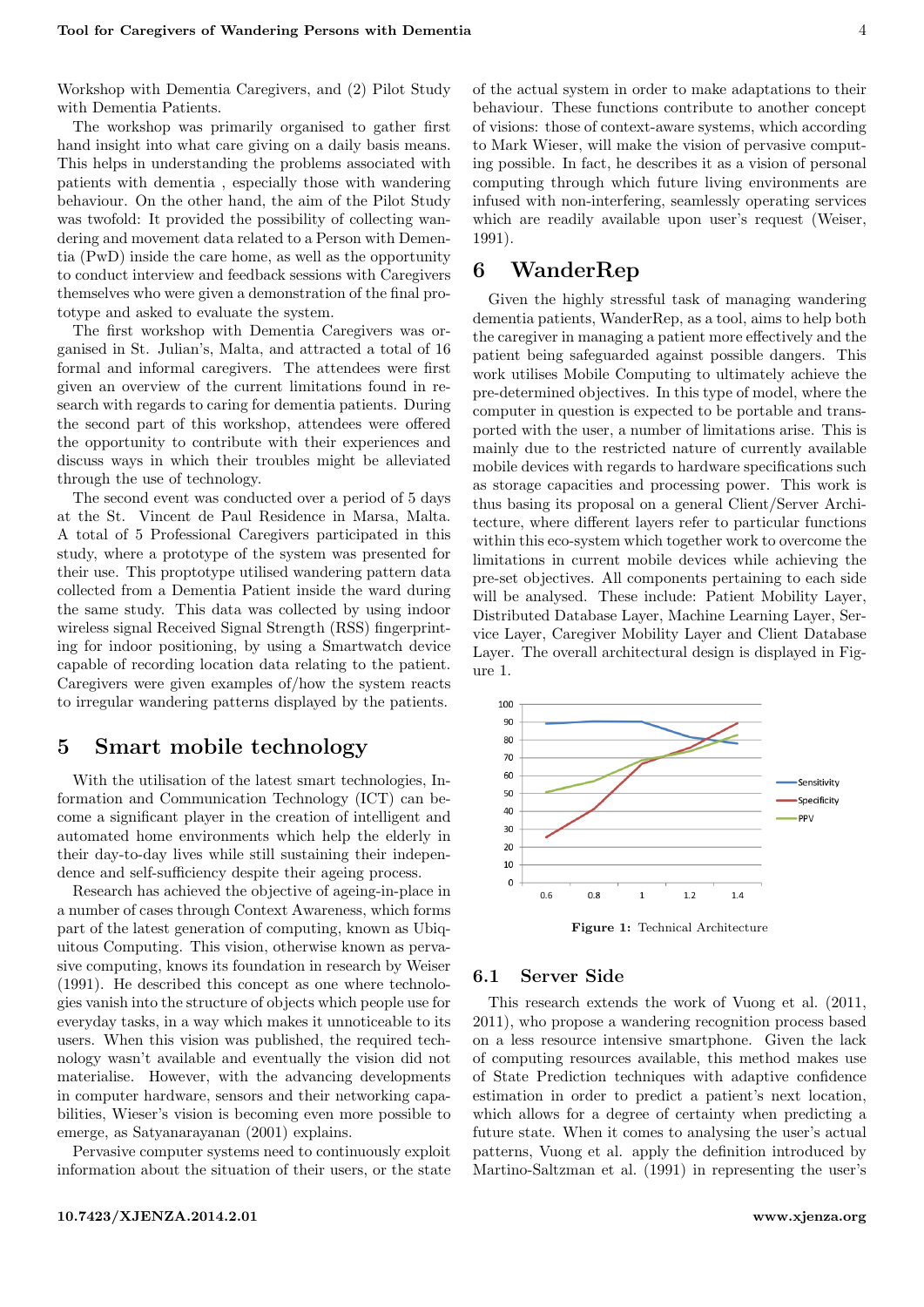Workshop with Dementia Caregivers, and (2) Pilot Study with Dementia Patients.

The workshop was primarily organised to gather first hand insight into what care giving on a daily basis means. This helps in understanding the problems associated with patients with dementia , especially those with wandering behaviour. On the other hand, the aim of the Pilot Study was twofold: It provided the possibility of collecting wandering and movement data related to a Person with Dementia (PwD) inside the care home, as well as the opportunity to conduct interview and feedback sessions with Caregivers themselves who were given a demonstration of the final prototype and asked to evaluate the system.

The first workshop with Dementia Caregivers was organised in St. Julian's, Malta, and attracted a total of 16 formal and informal caregivers. The attendees were first given an overview of the current limitations found in research with regards to caring for dementia patients. During the second part of this workshop, attendees were offered the opportunity to contribute with their experiences and discuss ways in which their troubles might be alleviated through the use of technology.

The second event was conducted over a period of 5 days at the St. Vincent de Paul Residence in Marsa, Malta. A total of 5 Professional Caregivers participated in this study, where a prototype of the system was presented for their use. This proptotype utilised wandering pattern data collected from a Dementia Patient inside the ward during the same study. This data was collected by using indoor wireless signal Received Signal Strength (RSS) fingerprinting for indoor positioning, by using a Smartwatch device capable of recording location data relating to the patient. Caregivers were given examples of/how the system reacts to irregular wandering patterns displayed by the patients.

## 5 Smart mobile technology

With the utilisation of the latest smart technologies, Information and Communication Technology (ICT) can become a significant player in the creation of intelligent and automated home environments which help the elderly in their day-to-day lives while still sustaining their independence and self-sufficiency despite their ageing process.

Research has achieved the objective of ageing-in-place in a number of cases through Context Awareness, which forms part of the latest generation of computing, known as Ubiquitous Computing. This vision, otherwise known as pervasive computing, knows its foundation in research by Weiser (1991). He described this concept as one where technologies vanish into the structure of objects which people use for everyday tasks, in a way which makes it unnoticeable to its users. When this vision was published, the required technology wasn't available and eventually the vision did not materialise. However, with the advancing developments in computer hardware, sensors and their networking capabilities, Wieser's vision is becoming even more possible to emerge, as Satyanarayanan (2001) explains.

Pervasive computer systems need to continuously exploit information about the situation of their users, or the state of the actual system in order to make adaptations to their behaviour. These functions contribute to another concept of visions: those of context-aware systems, which according to Mark Wieser, will make the vision of pervasive computing possible. In fact, he describes it as a vision of personal computing through which future living environments are infused with non-interfering, seamlessly operating services which are readily available upon user's request (Weiser, 1991).

## 6 WanderRep

Given the highly stressful task of managing wandering dementia patients, WanderRep, as a tool, aims to help both the caregiver in managing a patient more effectively and the patient being safeguarded against possible dangers. This work utilises Mobile Computing to ultimately achieve the pre-determined objectives. In this type of model, where the computer in question is expected to be portable and transported with the user, a number of limitations arise. This is mainly due to the restricted nature of currently available mobile devices with regards to hardware specifications such as storage capacities and processing power. This work is thus basing its proposal on a general Client/Server Architecture, where different layers refer to particular functions within this eco-system which together work to overcome the limitations in current mobile devices while achieving the pre-set objectives. All components pertaining to each side will be analysed. These include: Patient Mobility Layer, Distributed Database Layer, Machine Learning Layer, Service Layer, Caregiver Mobility Layer and Client Database Layer. The overall architectural design is displayed in Figure 1.

**Figure 1:** Technical Architecture

### 6.1 Server Side

This research extends the work of Vuong et al. (2011, 2011), who propose a wandering recognition process based on a less resource intensive smartphone. Given the lack of computing resources available, this method makes use of State Prediction techniques with adaptive confidence estimation in order to predict a patient's next location, which allows for a degree of certainty when predicting a future state. When it comes to analysing the user's actual patterns, Vuong et al. apply the definition introduced by Martino-Saltzman et al. (1991) in representing the user's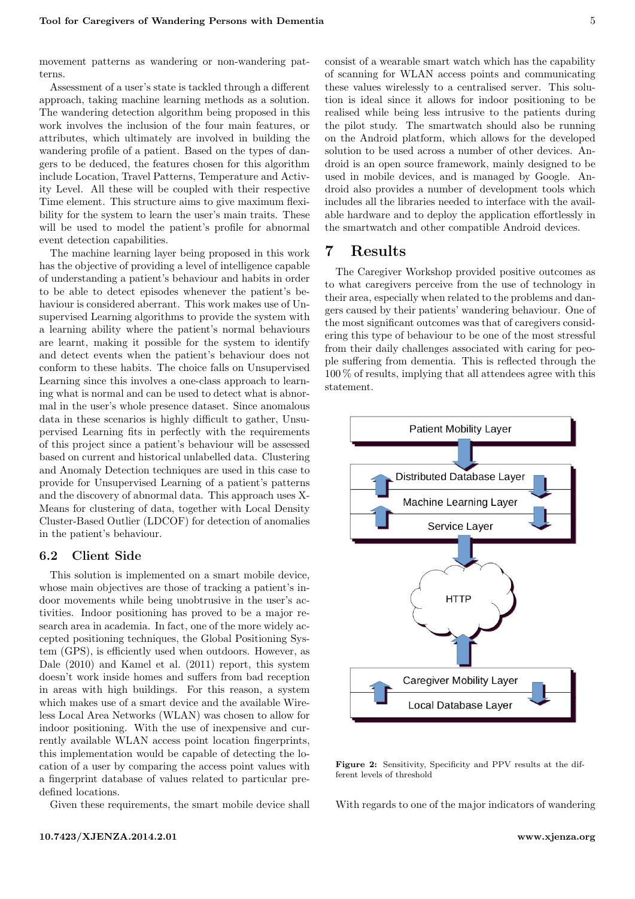movement patterns as wandering or non-wandering patterns.

Assessment of a user's state is tackled through a different approach, taking machine learning methods as a solution. The wandering detection algorithm being proposed in this work involves the inclusion of the four main features, or attributes, which ultimately are involved in building the wandering profile of a patient. Based on the types of dangers to be deduced, the features chosen for this algorithm include Location, Travel Patterns, Temperature and Activity Level. All these will be coupled with their respective Time element. This structure aims to give maximum flexibility for the system to learn the user's main traits. These will be used to model the patient's profile for abnormal event detection capabilities.

The machine learning layer being proposed in this work has the objective of providing a level of intelligence capable of understanding a patient's behaviour and habits in order to be able to detect episodes whenever the patient's behaviour is considered aberrant. This work makes use of Unsupervised Learning algorithms to provide the system with a learning ability where the patient's normal behaviours are learnt, making it possible for the system to identify and detect events when the patient's behaviour does not conform to these habits. The choice falls on Unsupervised Learning since this involves a one-class approach to learning what is normal and can be used to detect what is abnormal in the user's whole presence dataset. Since anomalous data in these scenarios is highly difficult to gather, Unsupervised Learning fits in perfectly with the requirements of this project since a patient's behaviour will be assessed based on current and historical unlabelled data. Clustering and Anomaly Detection techniques are used in this case to provide for Unsupervised Learning of a patient's patterns and the discovery of abnormal data. This approach uses X-Means for clustering of data, together with Local Density Cluster-Based Outlier (LDCOF) for detection of anomalies in the patient's behaviour.

## 6.2 Client Side

This solution is implemented on a smart mobile device, whose main objectives are those of tracking a patient's indoor movements while being unobtrusive in the user's activities. Indoor positioning has proved to be a major research area in academia. In fact, one of the more widely accepted positioning techniques, the Global Positioning System (GPS), is efficiently used when outdoors. However, as Dale (2010) and Kamel et al. (2011) report, this system doesn't work inside homes and suffers from bad reception in areas with high buildings. For this reason, a system which makes use of a smart device and the available Wireless Local Area Networks (WLAN) was chosen to allow for indoor positioning. With the use of inexpensive and currently available WLAN access point location fingerprints, this implementation would be capable of detecting the location of a user by comparing the access point values with a fingerprint database of values related to particular predefined locations.

Given these requirements, the smart mobile device shall consist of a wearable smart watch which has the capability of scanning for WLAN access points and communicating these values wirelessly to a centralised server. This solution is ideal since it allows for indoor positioning to be realised while being less intrusive to the patients during the pilot study. The smartwatch should also be running on the Android platform, which allows for the developed solution to be used across a number of other devices. Android is an open source framework, mainly designed to be used in mobile devices, and is managed by Google. Android also provides a number of development tools which includes all the libraries needed to interface with the available hardware and to deploy the application effortlessly in the smartwatch and other compatible Android devices.

# 7 Results

The Caregiver Workshop provided positive outcomes as to what caregivers perceive from the use of technology in their area, especially when related to the problems and dangers caused by their patients' wandering behaviour. One of the most significant outcomes was that of caregivers considering this type of behaviour to be one of the most stressful from their daily challenges associated with caring for people suffering from dementia. This is reflected through the 100 % of results, implying that all attendees agree with this statement.

Patient Mobility Layer

Distributed Database Layer

Machine Learning Layer

Service Layer

HTTP

Caregiver Mobility Layer

Local Database Layer

**Figure 2:** Sensitivity, Specificity and PPV results at the different levels of threshold

With regards to one of the major indicators of wandering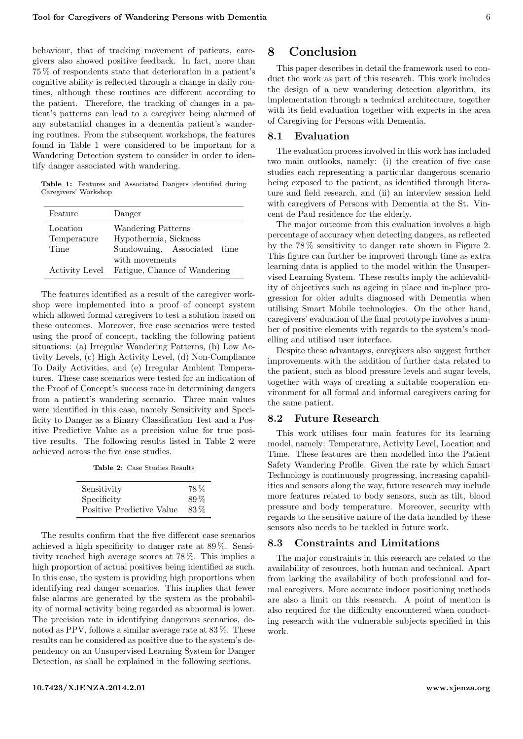behaviour, that of tracking movement of patients, caregivers also showed positive feedback. In fact, more than 75 % of respondents state that deterioration in a patient's cognitive ability is reflected through a change in daily routines, although these routines are different according to the patient. Therefore, the tracking of changes in a patient's patterns can lead to a caregiver being alarmed of any substantial changes in a dementia patient's wandering routines. From the subsequent workshops, the features found in Table 1 were considered to be important for a Wandering Detection system to consider in order to identify danger associated with wandering.

**Table 1:** Features and Associated Dangers identified during Caregivers' Workshop

| Feature | Danger |
|---|---|
| Location | Wandering Patterns |
| Temperature | Hypothermia, Sickness |
| Time | Sundowning, Associated time with movements |
| Activity Level | Fatigue, Chance of Wandering |

The features identified as a result of the caregiver workshop were implemented into a proof of concept system which allowed formal caregivers to test a solution based on these outcomes. Moreover, five case scenarios were tested using the proof of concept, tackling the following patient situations: (a) Irregular Wandering Patterns, (b) Low Activity Levels, (c) High Activity Level, (d) Non-Compliance To Daily Activities, and (e) Irregular Ambient Temperatures. These case scenarios were tested for an indication of the Proof of Concept's success rate in determining dangers from a patient's wandering scenario. Three main values were identified in this case, namely Sensitivity and Specificity to Danger as a Binary Classification Test and a Positive Predictive Value as a precision value for true positive results. The following results listed in Table 2 were achieved across the five case studies.

**Table 2:** Case Studies Results

| | |
|---|---|
| Sensitivity | 78 % |
| Specificity | 89 % |
| Positive Predictive Value | 83 % |

The results confirm that the five different case scenarios achieved a high specificity to danger rate at 89 %. Sensitivity reached high average scores at 78 %. This implies a high proportion of actual positives being identified as such. In this case, the system is providing high proportions when identifying real danger scenarios. This implies that fewer false alarms are generated by the system as the probability of normal activity being regarded as abnormal is lower. The precision rate in identifying dangerous scenarios, denoted as PPV, follows a similar average rate at 83 %. These results can be considered as positive due to the system's dependency on an Unsupervised Learning System for Danger Detection, as shall be explained in the following sections.

# 8 Conclusion

This paper describes in detail the framework used to conduct the work as part of this research. This work includes the design of a new wandering detection algorithm, its implementation through a technical architecture, together with its field evaluation together with experts in the area of Caregiving for Persons with Dementia.

## 8.1 Evaluation

The evaluation process involved in this work has included two main outlooks, namely: (i) the creation of five case studies each representing a particular dangerous scenario being exposed to the patient, as identified through literature and field research, and (ii) an interview session held with caregivers of Persons with Dementia at the St. Vincent de Paul residence for the elderly.

The major outcome from this evaluation involves a high percentage of accuracy when detecting dangers, as reflected by the 78 % sensitivity to danger rate shown in Figure 2. This figure can further be improved through time as extra learning data is applied to the model within the Unsupervised Learning System. These results imply the achievability of objectives such as ageing in place and in-place progression for older adults diagnosed with Dementia when utilising Smart Mobile technologies. On the other hand, caregivers' evaluation of the final prototype involves a number of positive elements with regards to the system's modelling and utilised user interface.

Despite these advantages, caregivers also suggest further improvements with the addition of further data related to the patient, such as blood pressure levels and sugar levels, together with ways of creating a suitable cooperation environment for all formal and informal caregivers caring for the same patient.

## 8.2 Future Research

This work utilises four main features for its learning model, namely: Temperature, Activity Level, Location and Time. These features are then modelled into the Patient Safety Wandering Profile. Given the rate by which Smart Technology is continuously progressing, increasing capabilities and sensors along the way, future research may include more features related to body sensors, such as tilt, blood pressure and body temperature. Moreover, security with regards to the sensitive nature of the data handled by these sensors also needs to be tackled in future work.

## 8.3 Constraints and Limitations

The major constraints in this research are related to the availability of resources, both human and technical. Apart from lacking the availability of both professional and formal caregivers. More accurate indoor positioning methods are also a limit on this research. A point of mention is also required for the difficulty encountered when conducting research with the vulnerable subjects specified in this work.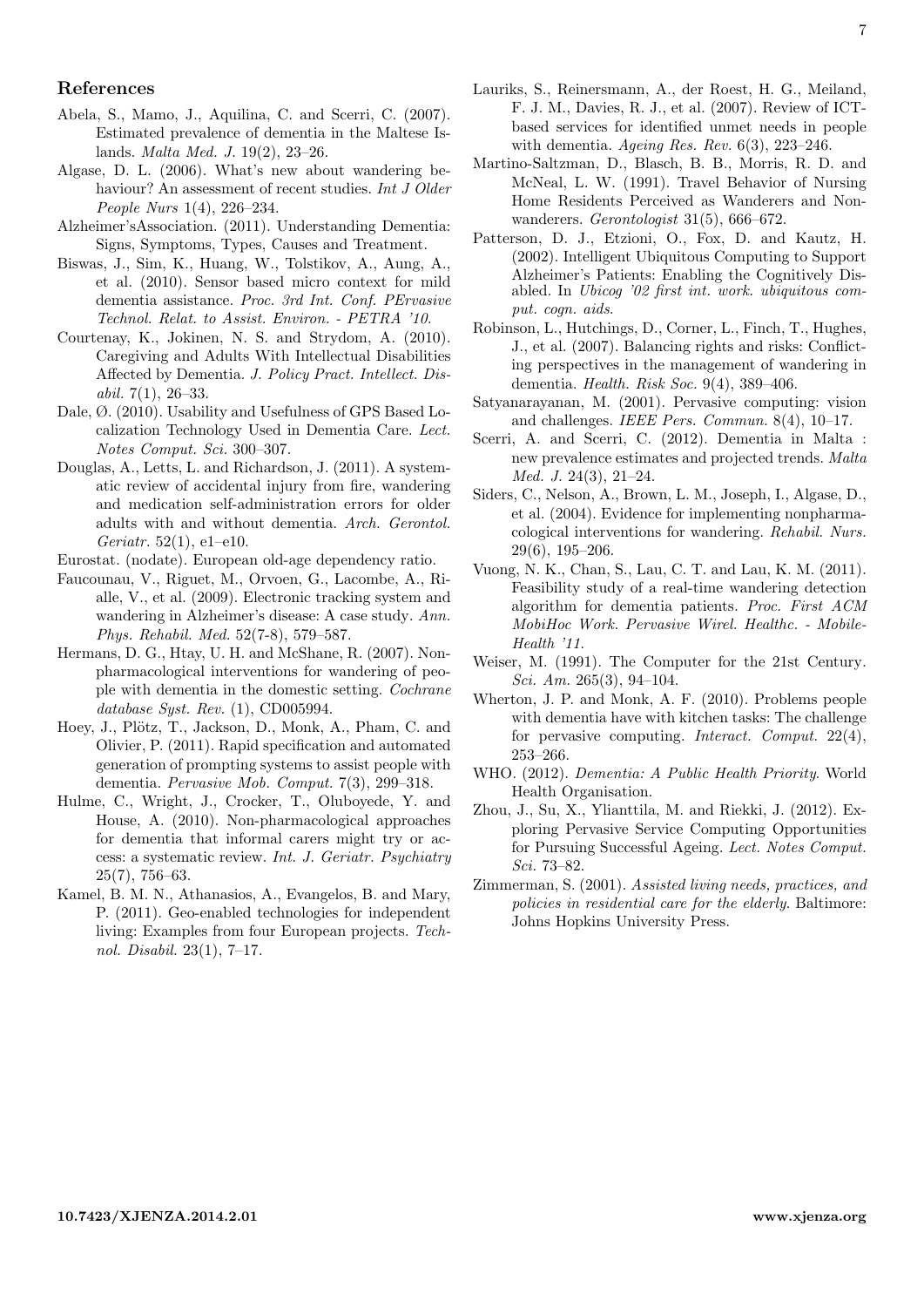## References

Abela, S., Mamo, J., Aquilina, C. and Scerri, C. (2007). Estimated prevalence of dementia in the Maltese Islands. *Malta Med. J.* 19(2), 23–26.

Algase, D. L. (2006). What's new about wandering behaviour? An assessment of recent studies. *Int J Older People Nurs* 1(4), 226–234.

Alzheimer'sAssociation. (2011). Understanding Dementia: Signs, Symptoms, Types, Causes and Treatment.

Biswas, J., Sim, K., Huang, W., Tolstikov, A., Aung, A., et al. (2010). Sensor based micro context for mild dementia assistance. *Proc. 3rd Int. Conf. PErvasive Technol. Relat. to Assist. Environ. - PETRA '10*.

Courtenay, K., Jokinen, N. S. and Strydom, A. (2010). Caregiving and Adults With Intellectual Disabilities Affected by Dementia. *J. Policy Pract. Intellect. Disabil.* 7(1), 26–33.

Dale, Ø. (2010). Usability and Usefulness of GPS Based Localization Technology Used in Dementia Care. *Lect. Notes Comput. Sci.* 300–307.

Douglas, A., Letts, L. and Richardson, J. (2011). A systematic review of accidental injury from fire, wandering and medication self-administration errors for older adults with and without dementia. *Arch. Gerontol. Geriatr.* 52(1), e1–e10.

Eurostat. (nodate). European old-age dependency ratio.

Faucounau, V., Riguet, M., Orvoen, G., Lacombe, A., Rialle, V., et al. (2009). Electronic tracking system and wandering in Alzheimer's disease: A case study. *Ann. Phys. Rehabil. Med.* 52(7-8), 579–587.

Hermans, D. G., Htay, U. H. and McShane, R. (2007). Non-pharmacological interventions for wandering of people with dementia in the domestic setting. *Cochrane database Syst. Rev.* (1), CD005994.

Hoey, J., Plötz, T., Jackson, D., Monk, A., Pham, C. and Olivier, P. (2011). Rapid specification and automated generation of prompting systems to assist people with dementia. *Pervasive Mob. Comput.* 7(3), 299–318.

Hulme, C., Wright, J., Crocker, T., Oluboyede, Y. and House, A. (2010). Non-pharmacological approaches for dementia that informal carers might try or access: a systematic review. *Int. J. Geriatr. Psychiatry* 25(7), 756–63.

Kamel, B. M. N., Athanasios, A., Evangelos, B. and Mary, P. (2011). Geo-enabled technologies for independent living: Examples from four European projects. *Technol. Disabil.* 23(1), 7–17.

Lauriks, S., Reinersmann, A., der Roest, H. G., Meiland, F. J. M., Davies, R. J., et al. (2007). Review of ICT-based services for identified unmet needs in people with dementia. *Ageing Res. Rev.* 6(3), 223–246.

Martino-Saltzman, D., Blasch, B. B., Morris, R. D. and McNeal, L. W. (1991). Travel Behavior of Nursing Home Residents Perceived as Wanderers and Non-wanderers. *Gerontologist* 31(5), 666–672.

Patterson, D. J., Etzioni, O., Fox, D. and Kautz, H. (2002). Intelligent Ubiquitous Computing to Support Alzheimer's Patients: Enabling the Cognitively Disabled. In *Ubicog '02 first int. work. ubiquitous comput. cogn. aids*.

Robinson, L., Hutchings, D., Corner, L., Finch, T., Hughes, J., et al. (2007). Balancing rights and risks: Conflicting perspectives in the management of wandering in dementia. *Health. Risk Soc.* 9(4), 389–406.

Satyanarayanan, M. (2001). Pervasive computing: vision and challenges. *IEEE Pers. Commun.* 8(4), 10–17.

Scerri, A. and Scerri, C. (2012). Dementia in Malta : new prevalence estimates and projected trends. *Malta Med. J.* 24(3), 21–24.

Siders, C., Nelson, A., Brown, L. M., Joseph, I., Algase, D., et al. (2004). Evidence for implementing nonpharmacological interventions for wandering. *Rehabil. Nurs.* 29(6), 195–206.

Vuong, N. K., Chan, S., Lau, C. T. and Lau, K. M. (2011). Feasibility study of a real-time wandering detection algorithm for dementia patients. *Proc. First ACM MobiHoc Work. Pervasive Wirel. Healthc. - MobileHealth '11*.

Weiser, M. (1991). The Computer for the 21st Century. *Sci. Am.* 265(3), 94–104.

Wherton, J. P. and Monk, A. F. (2010). Problems people with dementia have with kitchen tasks: The challenge for pervasive computing. *Interact. Comput.* 22(4), 253–266.

WHO. (2012). *Dementia: A Public Health Priority*. World Health Organisation.

Zhou, J., Su, X., Ylianttila, M. and Riekki, J. (2012). Exploring Pervasive Service Computing Opportunities for Pursuing Successful Ageing. *Lect. Notes Comput. Sci.* 73–82.

Zimmerman, S. (2001). *Assisted living needs, practices, and policies in residential care for the elderly*. Baltimore: Johns Hopkins University Press.